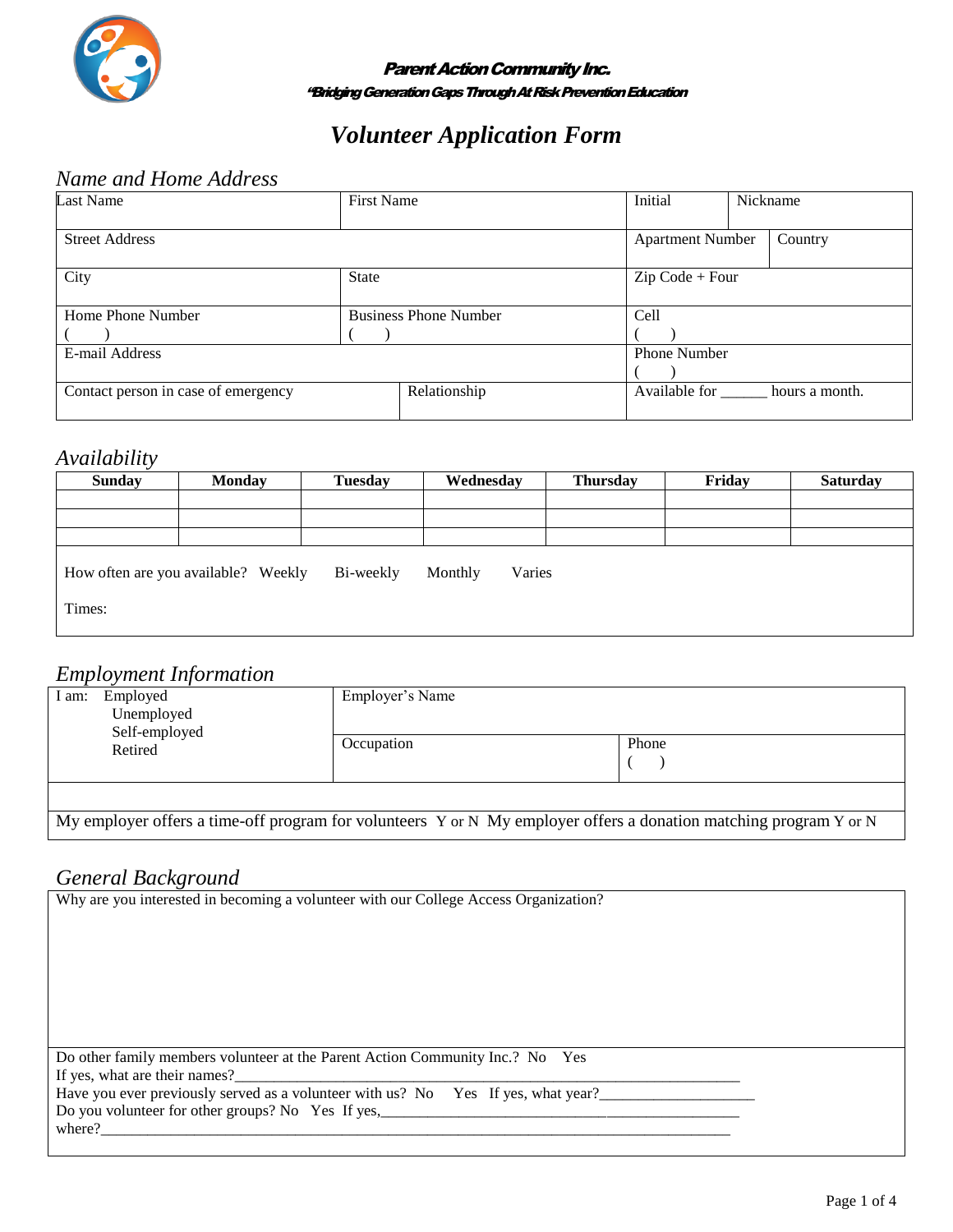**Parent Action Community Inc.**

***"Bridging Generation Gaps Through At Risk Prevention Education***

# *Volunteer Application Form*

## *Name and Home Address*

| Last Name | First Name | Initial | Nickname |
|---|---|---|---|
| Street Address | | Apartment Number | Country |
| City | State | Zip Code + Four | |
| Home Phone Number ( ) | Business Phone Number ( ) | Cell ( ) | |
| E-mail Address | | Phone Number ( ) | |
| Contact person in case of emergency | Relationship | Available for ______ hours a month. | |

## *Availability*

| Sunday | Monday | Tuesday | Wednesday | Thursday | Friday | Saturday |
|---|---|---|---|---|---|---|
| | | | | | | |
| | | | | | | |
| | | | | | | |

How often are you available? Weekly Bi-weekly Monthly Varies

Times:

## *Employment Information*

| I am: Employed / Unemployed / Self-employed / Retired | Employer's Name | |
|---|---|---|
| | Occupation | Phone ( ) |

My employer offers a time-off program for volunteers Y or N My employer offers a donation matching program Y or N

## *General Background*

Why are you interested in becoming a volunteer with our College Access Organization?

Do other family members volunteer at the Parent Action Community Inc.? No Yes

If yes, what are their names?_______________________________________________________________________

Have you ever previously served as a volunteer with us? No Yes If yes, what year?____________________

Do you volunteer for other groups? No Yes If yes,_________________________________________________

where?___________________________________________________________________________________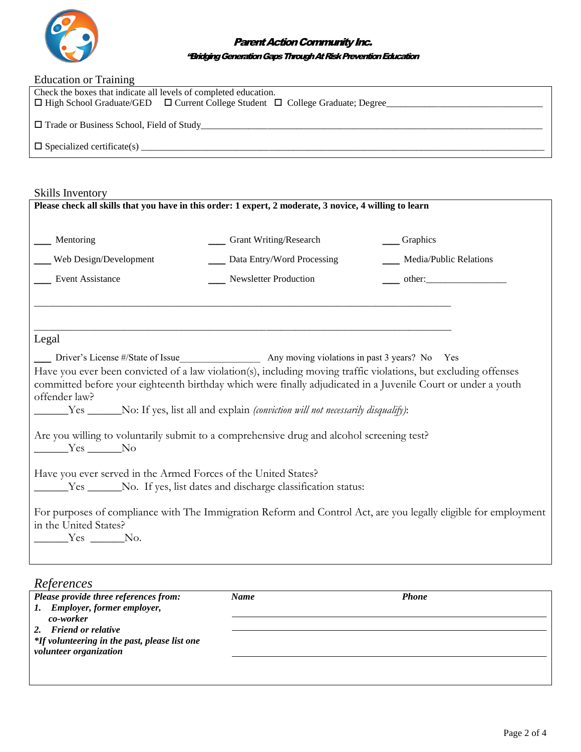**Parent Action Community Inc.**

***"Bridging Generation Gaps Through At Risk Prevention Education***

## Education or Training

Check the boxes that indicate all levels of completed education.

☐ High School Graduate/GED ☐ Current College Student ☐ College Graduate; Degree________________________________

☐ Trade or Business School, Field of Study____________________________________________________________

☐ Specialized certificate(s) ______________________________________________________________________

## Skills Inventory

**Please check all skills that you have in this order: 1 expert, 2 moderate, 3 novice, 4 willing to learn**

___ Mentoring ___ Grant Writing/Research ___ Graphics

___ Web Design/Development ___ Data Entry/Word Processing ___ Media/Public Relations

___ Event Assistance ___ Newsletter Production ___ other:________________

________________________________________________________________________________

________________________________________________________________________________

## Legal

___ Driver's License #/State of Issue________________ Any moving violations in past 3 years? No Yes

Have you ever been convicted of a law violation(s), including moving traffic violations, but excluding offenses committed before your eighteenth birthday which were finally adjudicated in a Juvenile Court or under a youth offender law?

______Yes ______No: If yes, list all and explain *(conviction will not necessarily disqualify)*:

Are you willing to voluntarily submit to a comprehensive drug and alcohol screening test?

______Yes ______No

Have you ever served in the Armed Forces of the United States?

______Yes ______No. If yes, list dates and discharge classification status:

For purposes of compliance with The Immigration Reform and Control Act, are you legally eligible for employment in the United States?

______Yes ______No.

## *References*

| *Please provide three references from:* | ***Name*** | ***Phone*** |
|---|---|---|
| ***1. Employer, former employer, co-worker*** | ______________________ | ______________________ |
| ***2. Friend or relative*** | ______________________ | ______________________ |
| ****If volunteering in the past, please list one volunteer organization*** | ______________________ | ______________________ |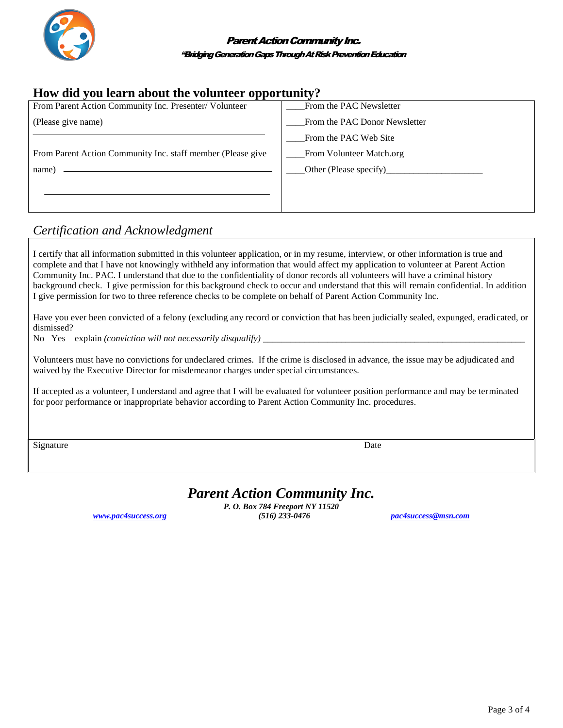**Parent Action Community Inc.**

***"Bridging Generation Gaps Through At Risk Prevention Education***

## How did you learn about the volunteer opportunity?

| | |
|---|---|
| From Parent Action Community Inc. Presenter/ Volunteer (Please give name) ______________________________ | ____From the PAC Newsletter |
| | ____From the PAC Donor Newsletter |
| | ____From the PAC Web Site |
| From Parent Action Community Inc. staff member (Please give name) ______________________________ | ____From Volunteer Match.org |
| ______________________________ | ____Other (Please specify)____________________ |

## *Certification and Acknowledgment*

I certify that all information submitted in this volunteer application, or in my resume, interview, or other information is true and complete and that I have not knowingly withheld any information that would affect my application to volunteer at Parent Action Community Inc. PAC. I understand that due to the confidentiality of donor records all volunteers will have a criminal history background check. I give permission for this background check to occur and understand that this will remain confidential. In addition I give permission for two to three reference checks to be complete on behalf of Parent Action Community Inc.

Have you ever been convicted of a felony (excluding any record or conviction that has been judicially sealed, expunged, eradicated, or dismissed?

No Yes – explain *(conviction will not necessarily disqualify)* ____________________________________________________________

Volunteers must have no convictions for undeclared crimes. If the crime is disclosed in advance, the issue may be adjudicated and waived by the Executive Director for misdemeanor charges under special circumstances.

If accepted as a volunteer, I understand and agree that I will be evaluated for volunteer position performance and may be terminated for poor performance or inappropriate behavior according to Parent Action Community Inc. procedures.

| Signature | Date |
|---|---|
| | |

***Parent Action Community Inc.***

***P. O. Box 784 Freeport NY 11520***

***www.pac4success.org*** ***(516) 233-0476*** ***pac4success@msn.com***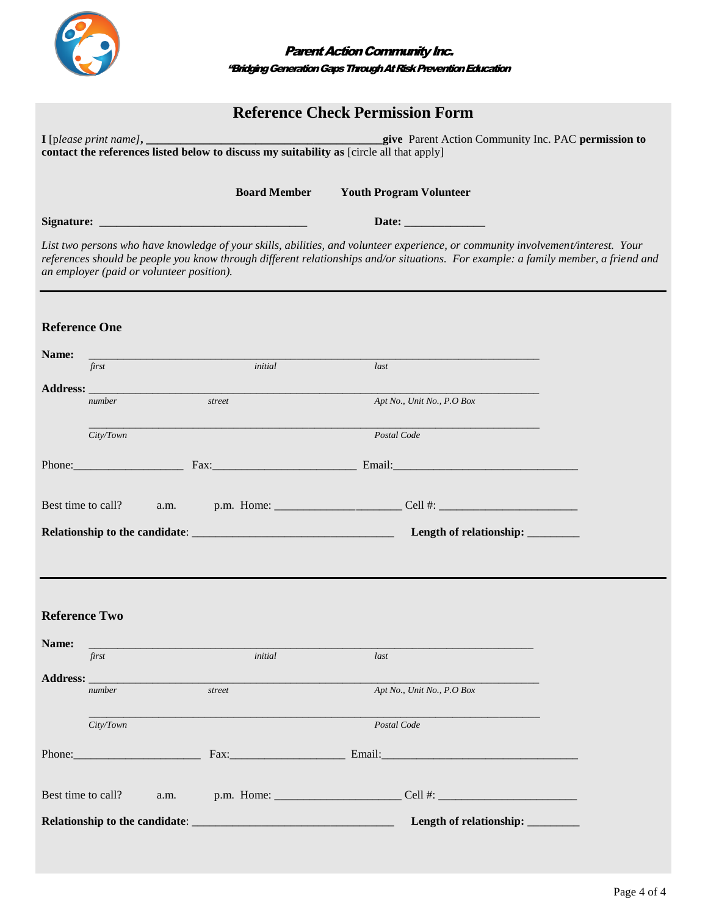**Parent Action Community Inc.**

***"Bridging Generation Gaps Through At Risk Prevention Education***

# Reference Check Permission Form

**I** [*please print name*]**, \_\_\_\_\_\_\_\_\_\_\_\_\_\_\_\_\_\_\_\_\_\_\_\_\_\_\_\_\_\_\_\_\_\_\_\_\_\_\_give** Parent Action Community Inc. PAC **permission to contact the references listed below to discuss my suitability as** [circle all that apply]

**Board Member** **Youth Program Volunteer**

**Signature: \_\_\_\_\_\_\_\_\_\_\_\_\_\_\_\_\_\_\_\_\_\_\_\_\_\_\_\_\_\_\_\_\_\_\_** **Date: \_\_\_\_\_\_\_\_\_\_\_\_\_\_**

*List two persons who have knowledge of your skills, abilities, and volunteer experience, or community involvement/interest. Your references should be people you know through different relationships and/or situations. For example: a family member, a friend and an employer (paid or volunteer position).*

---

## Reference One

**Name:** \_\_\_\_\_\_\_\_\_\_\_\_\_\_\_\_\_\_\_\_\_\_\_\_\_\_\_\_\_\_\_\_\_\_\_\_\_\_\_\_\_\_\_\_\_\_\_\_\_\_\_\_\_\_\_\_\_\_\_\_\_\_\_\_\_\_\_\_\_\_\_\_\_
*first* *initial* *last*

**Address:** \_\_\_\_\_\_\_\_\_\_\_\_\_\_\_\_\_\_\_\_\_\_\_\_\_\_\_\_\_\_\_\_\_\_\_\_\_\_\_\_\_\_\_\_\_\_\_\_\_\_\_\_\_\_\_\_\_\_\_\_\_\_\_\_\_\_\_\_\_\_\_\_\_
*number* *street* *Apt No., Unit No., P.O Box*

\_\_\_\_\_\_\_\_\_\_\_\_\_\_\_\_\_\_\_\_\_\_\_\_\_\_\_\_\_\_\_\_\_\_\_\_\_\_\_\_\_\_\_\_\_\_\_\_\_\_\_\_\_\_\_\_\_\_\_\_\_\_\_\_\_\_\_\_\_\_\_\_\_
*City/Town* *Postal Code*

Phone:\_\_\_\_\_\_\_\_\_\_\_\_\_\_\_\_\_\_\_ Fax:\_\_\_\_\_\_\_\_\_\_\_\_\_\_\_\_\_\_\_\_\_\_\_\_\_ Email:\_\_\_\_\_\_\_\_\_\_\_\_\_\_\_\_\_\_\_\_\_\_\_\_\_\_\_\_\_\_\_\_

Best time to call? a.m. p.m. Home: \_\_\_\_\_\_\_\_\_\_\_\_\_\_\_\_\_\_\_\_\_ Cell #: \_\_\_\_\_\_\_\_\_\_\_\_\_\_\_\_\_\_\_\_\_\_\_\_

**Relationship to the candidate**: \_\_\_\_\_\_\_\_\_\_\_\_\_\_\_\_\_\_\_\_\_\_\_\_\_\_\_\_\_\_\_\_\_\_\_ **Length of relationship:** \_\_\_\_\_\_\_\_\_

---

## Reference Two

**Name:** \_\_\_\_\_\_\_\_\_\_\_\_\_\_\_\_\_\_\_\_\_\_\_\_\_\_\_\_\_\_\_\_\_\_\_\_\_\_\_\_\_\_\_\_\_\_\_\_\_\_\_\_\_\_\_\_\_\_\_\_\_\_\_\_\_\_\_\_\_\_\_\_\_
*first* *initial* *last*

**Address:** \_\_\_\_\_\_\_\_\_\_\_\_\_\_\_\_\_\_\_\_\_\_\_\_\_\_\_\_\_\_\_\_\_\_\_\_\_\_\_\_\_\_\_\_\_\_\_\_\_\_\_\_\_\_\_\_\_\_\_\_\_\_\_\_\_\_\_\_\_\_\_\_\_
*number* *street* *Apt No., Unit No., P.O Box*

\_\_\_\_\_\_\_\_\_\_\_\_\_\_\_\_\_\_\_\_\_\_\_\_\_\_\_\_\_\_\_\_\_\_\_\_\_\_\_\_\_\_\_\_\_\_\_\_\_\_\_\_\_\_\_\_\_\_\_\_\_\_\_\_\_\_\_\_\_\_\_\_\_
*City/Town* *Postal Code*

Phone:\_\_\_\_\_\_\_\_\_\_\_\_\_\_\_\_\_\_\_\_\_\_ Fax:\_\_\_\_\_\_\_\_\_\_\_\_\_\_\_\_\_\_\_\_ Email:\_\_\_\_\_\_\_\_\_\_\_\_\_\_\_\_\_\_\_\_\_\_\_\_\_\_\_\_\_\_\_\_\_\_

Best time to call? a.m. p.m. Home: \_\_\_\_\_\_\_\_\_\_\_\_\_\_\_\_\_\_\_\_\_ Cell #: \_\_\_\_\_\_\_\_\_\_\_\_\_\_\_\_\_\_\_\_\_\_\_\_

**Relationship to the candidate**: \_\_\_\_\_\_\_\_\_\_\_\_\_\_\_\_\_\_\_\_\_\_\_\_\_\_\_\_\_\_\_\_\_\_\_ **Length of relationship:** \_\_\_\_\_\_\_\_\_